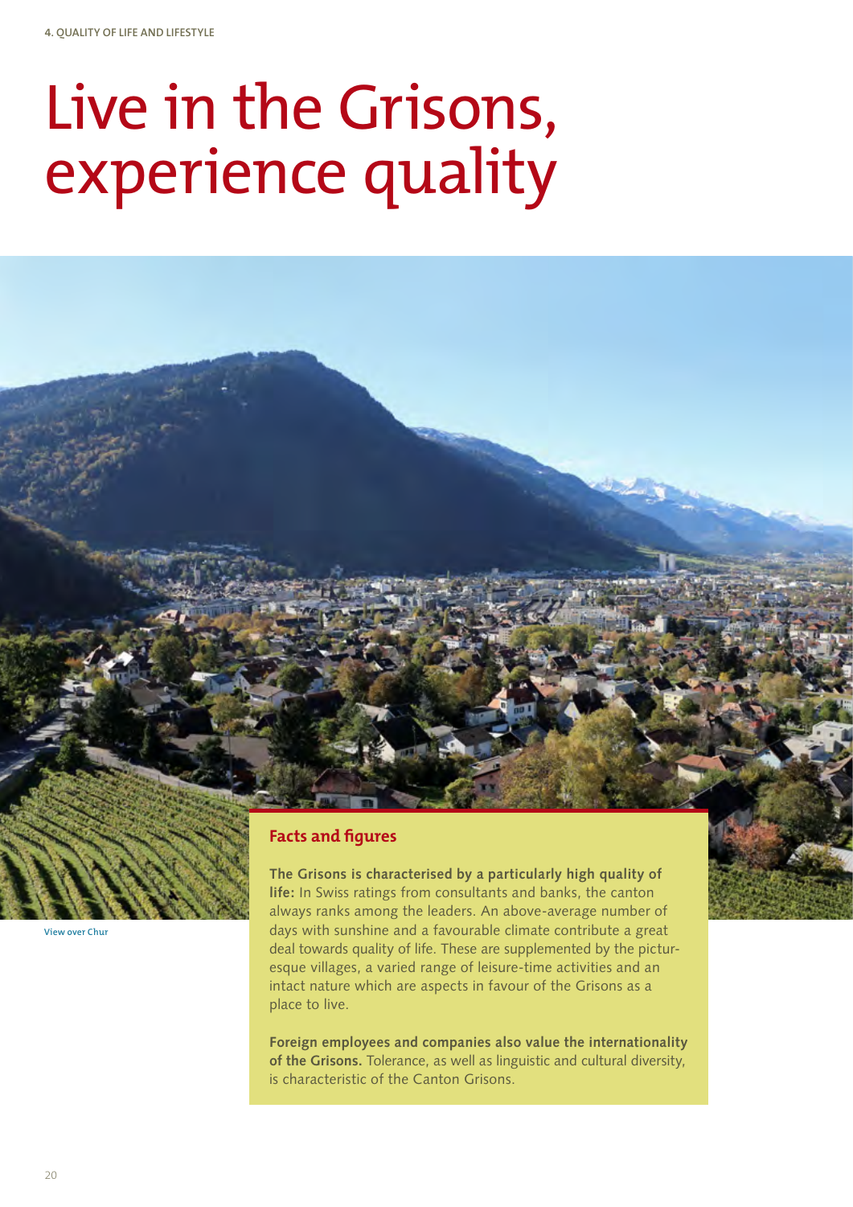# Live in the Grisons, experience quality

View over Chur

## Facts and figures

**The Grisons is characterised by a particularly high quality of life:** In Swiss ratings from consultants and banks, the canton always ranks among the leaders. An above-average number of days with sunshine and a favourable climate contribute a great deal towards quality of life. These are supplemented by the picturesque villages, a varied range of leisure-time activities and an intact nature which are aspects in favour of the Grisons as a place to live.

**Foreign employees and companies also value the internationality of the Grisons.** Tolerance, as well as linguistic and cultural diversity, is characteristic of the Canton Grisons.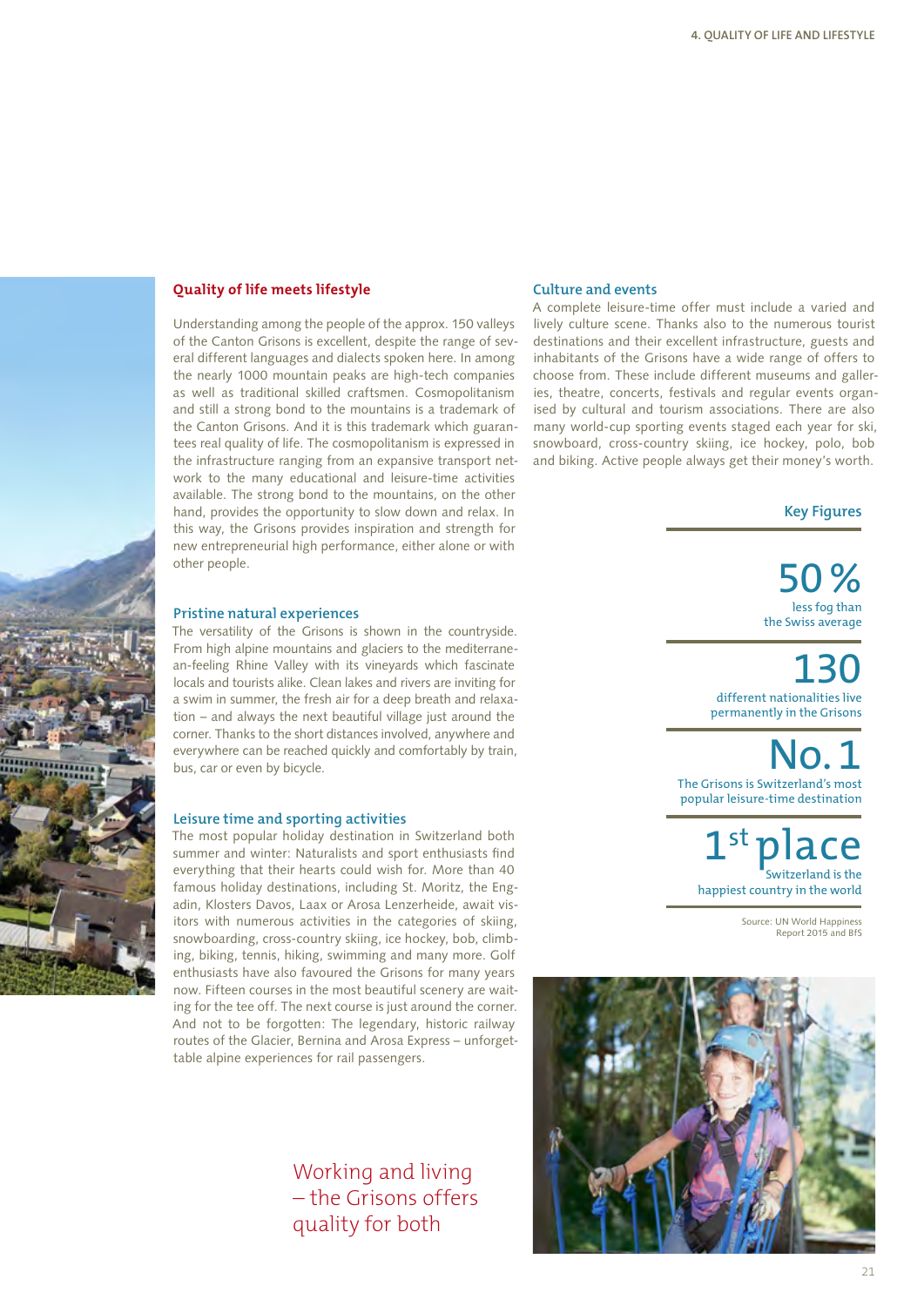## Quality of life meets lifestyle

Understanding among the people of the approx. 150 valleys of the Canton Grisons is excellent, despite the range of several different languages and dialects spoken here. In among the nearly 1000 mountain peaks are high-tech companies as well as traditional skilled craftsmen. Cosmopolitanism and still a strong bond to the mountains is a trademark of the Canton Grisons. And it is this trademark which guarantees real quality of life. The cosmopolitanism is expressed in the infrastructure ranging from an expansive transport network to the many educational and leisure-time activities available. The strong bond to the mountains, on the other hand, provides the opportunity to slow down and relax. In this way, the Grisons provides inspiration and strength for new entrepreneurial high performance, either alone or with other people.

### Pristine natural experiences

The versatility of the Grisons is shown in the countryside. From high alpine mountains and glaciers to the mediterranean-feeling Rhine Valley with its vineyards which fascinate locals and tourists alike. Clean lakes and rivers are inviting for a swim in summer, the fresh air for a deep breath and relaxation – and always the next beautiful village just around the corner. Thanks to the short distances involved, anywhere and everywhere can be reached quickly and comfortably by train, bus, car or even by bicycle.

### Leisure time and sporting activities

The most popular holiday destination in Switzerland both summer and winter: Naturalists and sport enthusiasts find everything that their hearts could wish for. More than 40 famous holiday destinations, including St. Moritz, the Engadin, Klosters Davos, Laax or Arosa Lenzerheide, await visitors with numerous activities in the categories of skiing, snowboarding, cross-country skiing, ice hockey, bob, climbing, biking, tennis, hiking, swimming and many more. Golf enthusiasts have also favoured the Grisons for many years now. Fifteen courses in the most beautiful scenery are waiting for the tee off. The next course is just around the corner. And not to be forgotten: The legendary, historic railway routes of the Glacier, Bernina and Arosa Express – unforgettable alpine experiences for rail passengers.

Working and living – the Grisons offers quality for both

### Culture and events

A complete leisure-time offer must include a varied and lively culture scene. Thanks also to the numerous tourist destinations and their excellent infrastructure, guests and inhabitants of the Grisons have a wide range of offers to choose from. These include different museums and galleries, theatre, concerts, festivals and regular events organised by cultural and tourism associations. There are also many world-cup sporting events staged each year for ski, snowboard, cross-country skiing, ice hockey, polo, bob and biking. Active people always get their money's worth.

### Key Figures

**50 %**
less fog than the Swiss average

**130**
different nationalities live permanently in the Grisons

**No. 1**
The Grisons is Switzerland's most popular leisure-time destination

**1st place**
Switzerland is the happiest country in the world

Source: UN World Happiness Report 2015 and BfS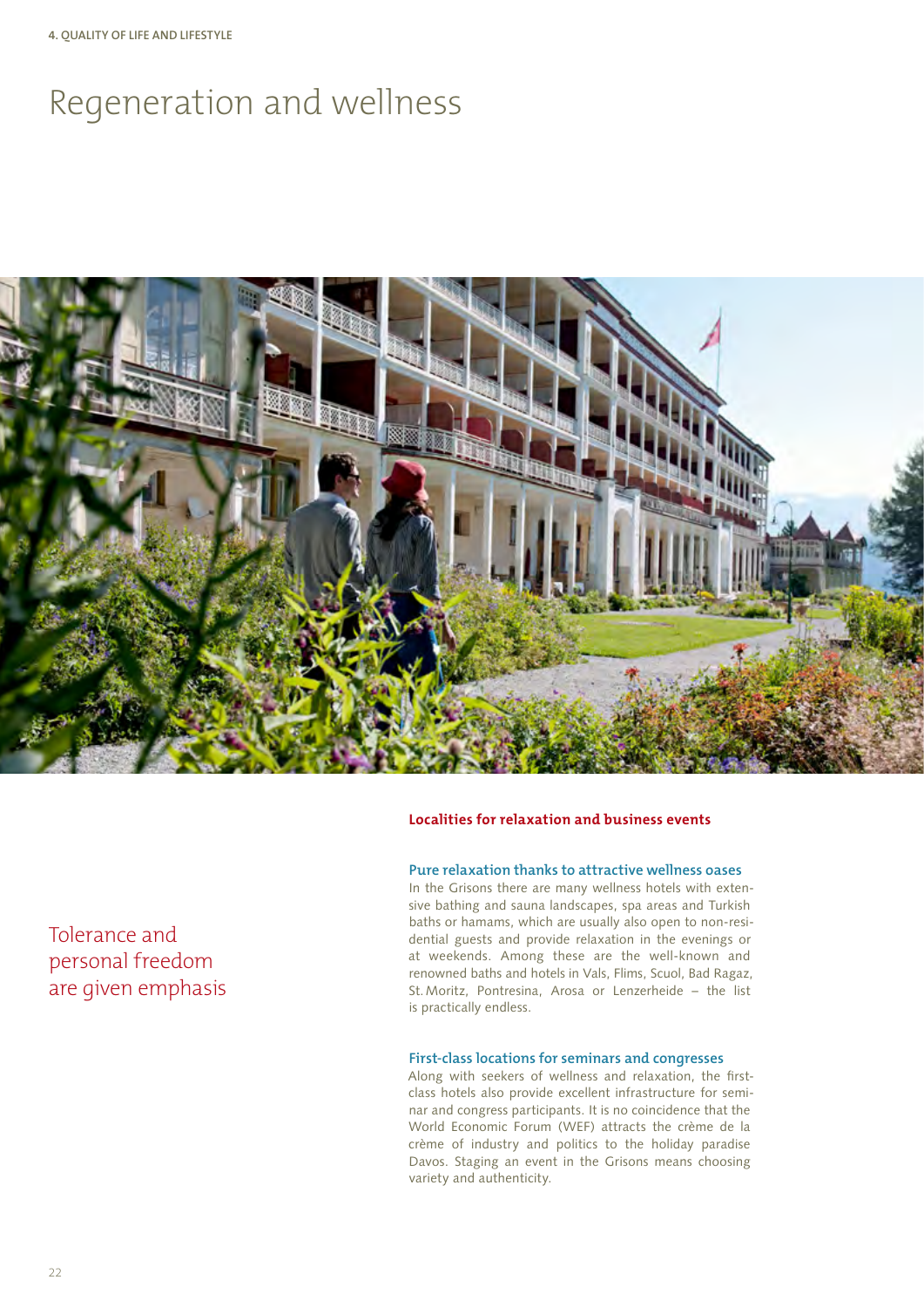# Regeneration and wellness

Tolerance and personal freedom are given emphasis

## Localities for relaxation and business events

### Pure relaxation thanks to attractive wellness oases

In the Grisons there are many wellness hotels with extensive bathing and sauna landscapes, spa areas and Turkish baths or hamams, which are usually also open to non-residential guests and provide relaxation in the evenings or at weekends. Among these are the well-known and renowned baths and hotels in Vals, Flims, Scuol, Bad Ragaz, St. Moritz, Pontresina, Arosa or Lenzerheide – the list is practically endless.

### First-class locations for seminars and congresses

Along with seekers of wellness and relaxation, the first-class hotels also provide excellent infrastructure for seminar and congress participants. It is no coincidence that the World Economic Forum (WEF) attracts the crème de la crème of industry and politics to the holiday paradise Davos. Staging an event in the Grisons means choosing variety and authenticity.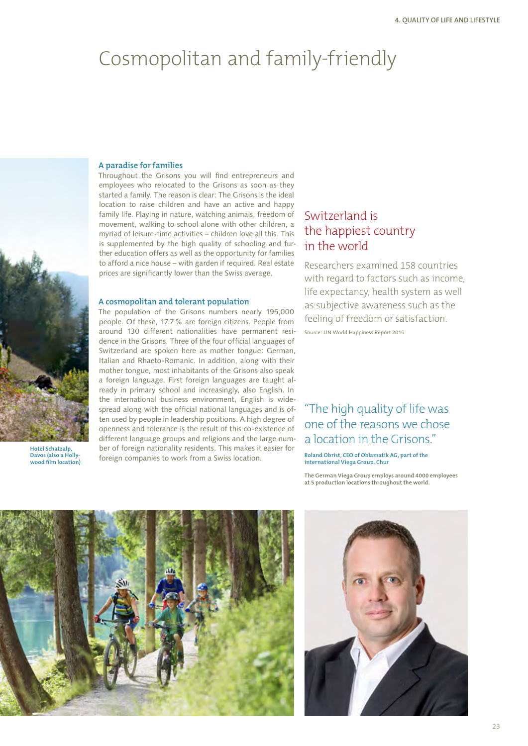# Cosmopolitan and family-friendly

Hotel Schatzalp, Davos (also a Hollywood film location)

### A paradise for families

Throughout the Grisons you will find entrepreneurs and employees who relocated to the Grisons as soon as they started a family. The reason is clear: The Grisons is the ideal location to raise children and have an active and happy family life. Playing in nature, watching animals, freedom of movement, walking to school alone with other children, a myriad of leisure-time activities – children love all this. This is supplemented by the high quality of schooling and further education offers as well as the opportunity for families to afford a nice house – with garden if required. Real estate prices are significantly lower than the Swiss average.

### A cosmopolitan and tolerant population

The population of the Grisons numbers nearly 195,000 people. Of these, 17.7 % are foreign citizens. People from around 130 different nationalities have permanent residence in the Grisons. Three of the four official languages of Switzerland are spoken here as mother tongue: German, Italian and Rhaeto-Romanic. In addition, along with their mother tongue, most inhabitants of the Grisons also speak a foreign language. First foreign languages are taught already in primary school and increasingly, also English. In the international business environment, English is widespread along with the official national languages and is often used by people in leadership positions. A high degree of openness and tolerance is the result of this co-existence of different language groups and religions and the large number of foreign nationality residents. This makes it easier for foreign companies to work from a Swiss location.

## Switzerland is the happiest country in the world

Researchers examined 158 countries with regard to factors such as income, life expectancy, health system as well as subjective awareness such as the feeling of freedom or satisfaction.

Source: UN World Happiness Report 2015

## "The high quality of life was one of the reasons we chose a location in the Grisons."

**Roland Obrist, CEO of Oblamatik AG, part of the international Viega Group, Chur**

**The German Viega Group employs around 4000 employees at 5 production locations throughout the world.**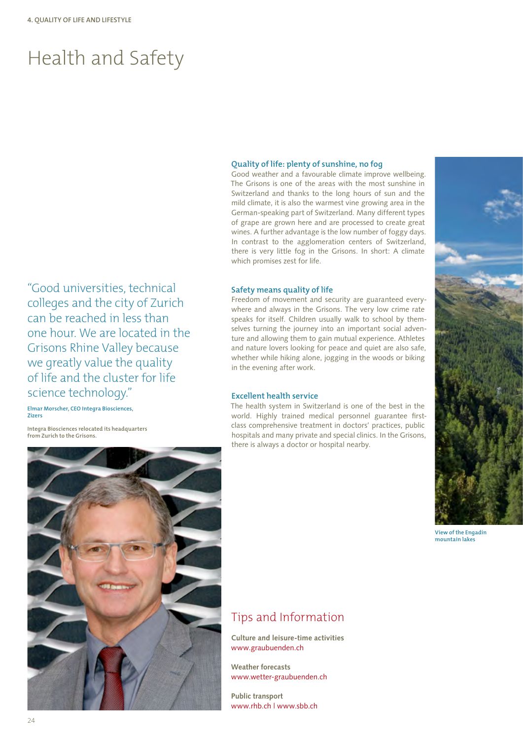# Health and Safety

"Good universities, technical colleges and the city of Zurich can be reached in less than one hour. We are located in the Grisons Rhine Valley because we greatly value the quality of life and the cluster for life science technology."

**Elmar Morscher, CEO Integra Biosciences, Zizers**

**Integra Biosciences relocated its headquarters from Zurich to the Grisons.**

### Quality of life: plenty of sunshine, no fog

Good weather and a favourable climate improve wellbeing. The Grisons is one of the areas with the most sunshine in Switzerland and thanks to the long hours of sun and the mild climate, it is also the warmest vine growing area in the German-speaking part of Switzerland. Many different types of grape are grown here and are processed to create great wines. A further advantage is the low number of foggy days. In contrast to the agglomeration centers of Switzerland, there is very little fog in the Grisons. In short: A climate which promises zest for life.

### Safety means quality of life

Freedom of movement and security are guaranteed everywhere and always in the Grisons. The very low crime rate speaks for itself. Children usually walk to school by themselves turning the journey into an important social adventure and allowing them to gain mutual experience. Athletes and nature lovers looking for peace and quiet are also safe, whether while hiking alone, jogging in the woods or biking in the evening after work.

### Excellent health service

The health system in Switzerland is one of the best in the world. Highly trained medical personnel guarantee first-class comprehensive treatment in doctors' practices, public hospitals and many private and special clinics. In the Grisons, there is always a doctor or hospital nearby.

View of the Engadin mountain lakes

## Tips and Information

**Culture and leisure-time activities**
www.graubuenden.ch

**Weather forecasts**
www.wetter-graubuenden.ch

**Public transport**
www.rhb.ch | www.sbb.ch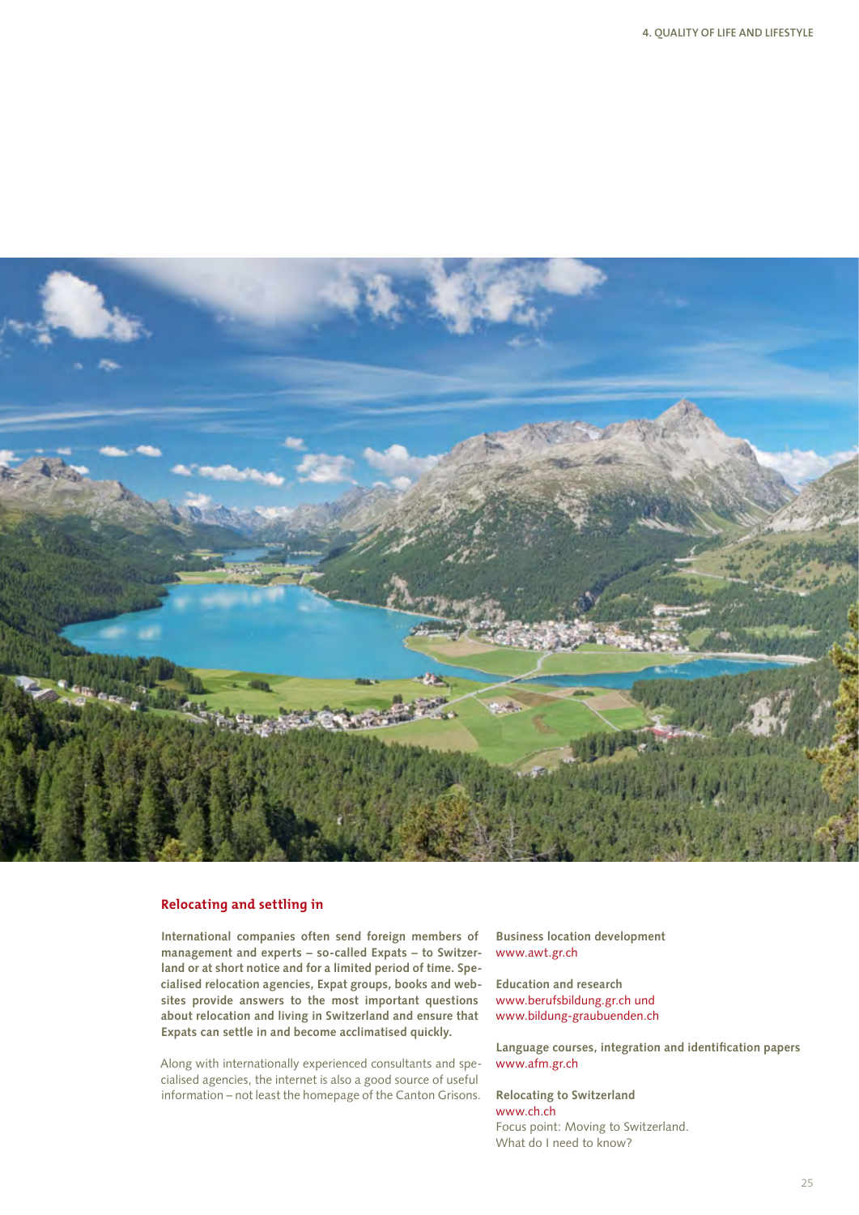## Relocating and settling in

**International companies often send foreign members of management and experts – so-called Expats – to Switzerland or at short notice and for a limited period of time. Specialised relocation agencies, Expat groups, books and websites provide answers to the most important questions about relocation and living in Switzerland and ensure that Expats can settle in and become acclimatised quickly.**

Along with internationally experienced consultants and specialised agencies, the internet is also a good source of useful information – not least the homepage of the Canton Grisons.

**Business location development**
www.awt.gr.ch

**Education and research**
www.berufsbildung.gr.ch und
www.bildung-graubuenden.ch

**Language courses, integration and identification papers**
www.afm.gr.ch

**Relocating to Switzerland**
www.ch.ch
Focus point: Moving to Switzerland.
What do I need to know?